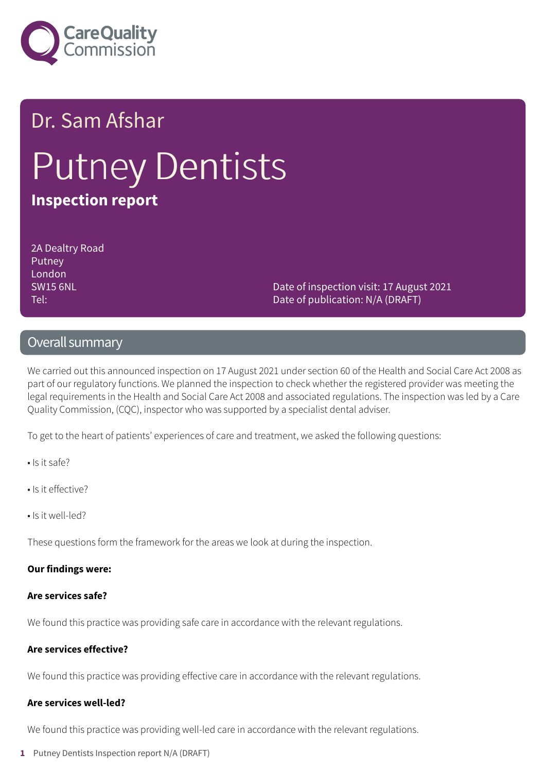Dr. Sam Afshar

# Putney Dentists

**Inspection report**

2A Dealtry Road
Putney
London
SW15 6NL
Tel:

Date of inspection visit: 17 August 2021
Date of publication: N/A (DRAFT)

## Overall summary

We carried out this announced inspection on 17 August 2021 under section 60 of the Health and Social Care Act 2008 as part of our regulatory functions. We planned the inspection to check whether the registered provider was meeting the legal requirements in the Health and Social Care Act 2008 and associated regulations. The inspection was led by a Care Quality Commission, (CQC), inspector who was supported by a specialist dental adviser.

To get to the heart of patients' experiences of care and treatment, we asked the following questions:

- Is it safe?
- Is it effective?
- Is it well-led?

These questions form the framework for the areas we look at during the inspection.

**Our findings were:**

**Are services safe?**

We found this practice was providing safe care in accordance with the relevant regulations.

**Are services effective?**

We found this practice was providing effective care in accordance with the relevant regulations.

**Are services well-led?**

We found this practice was providing well-led care in accordance with the relevant regulations.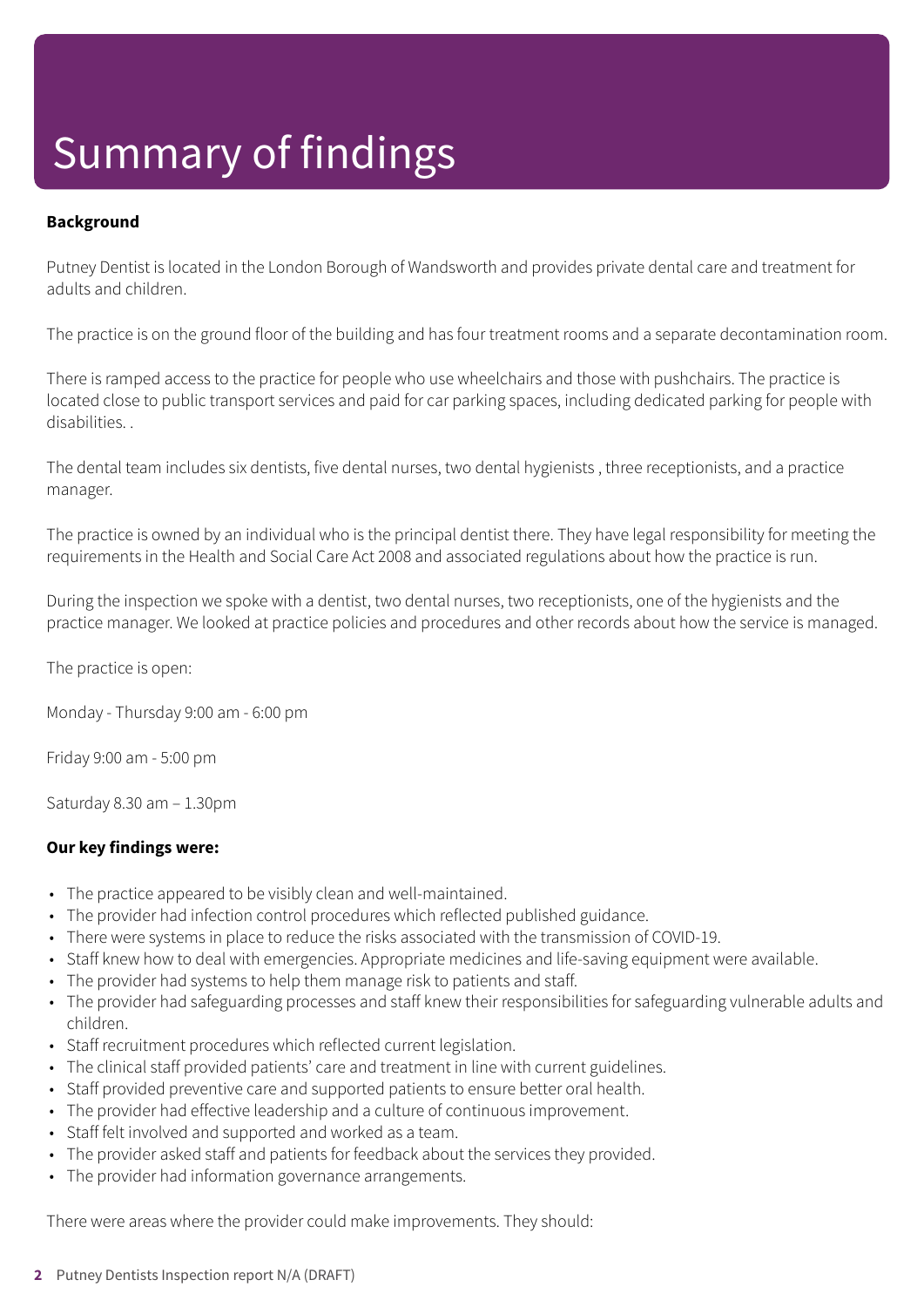# Summary of findings

**Background**

Putney Dentist is located in the London Borough of Wandsworth and provides private dental care and treatment for adults and children.

The practice is on the ground floor of the building and has four treatment rooms and a separate decontamination room.

There is ramped access to the practice for people who use wheelchairs and those with pushchairs. The practice is located close to public transport services and paid for car parking spaces, including dedicated parking for people with disabilities. .

The dental team includes six dentists, five dental nurses, two dental hygienists , three receptionists, and a practice manager.

The practice is owned by an individual who is the principal dentist there. They have legal responsibility for meeting the requirements in the Health and Social Care Act 2008 and associated regulations about how the practice is run.

During the inspection we spoke with a dentist, two dental nurses, two receptionists, one of the hygienists and the practice manager. We looked at practice policies and procedures and other records about how the service is managed.

The practice is open:

Monday - Thursday 9:00 am - 6:00 pm

Friday 9:00 am - 5:00 pm

Saturday 8.30 am – 1.30pm

**Our key findings were:**

- The practice appeared to be visibly clean and well-maintained.
- The provider had infection control procedures which reflected published guidance.
- There were systems in place to reduce the risks associated with the transmission of COVID-19.
- Staff knew how to deal with emergencies. Appropriate medicines and life-saving equipment were available.
- The provider had systems to help them manage risk to patients and staff.
- The provider had safeguarding processes and staff knew their responsibilities for safeguarding vulnerable adults and children.
- Staff recruitment procedures which reflected current legislation.
- The clinical staff provided patients' care and treatment in line with current guidelines.
- Staff provided preventive care and supported patients to ensure better oral health.
- The provider had effective leadership and a culture of continuous improvement.
- Staff felt involved and supported and worked as a team.
- The provider asked staff and patients for feedback about the services they provided.
- The provider had information governance arrangements.

There were areas where the provider could make improvements. They should: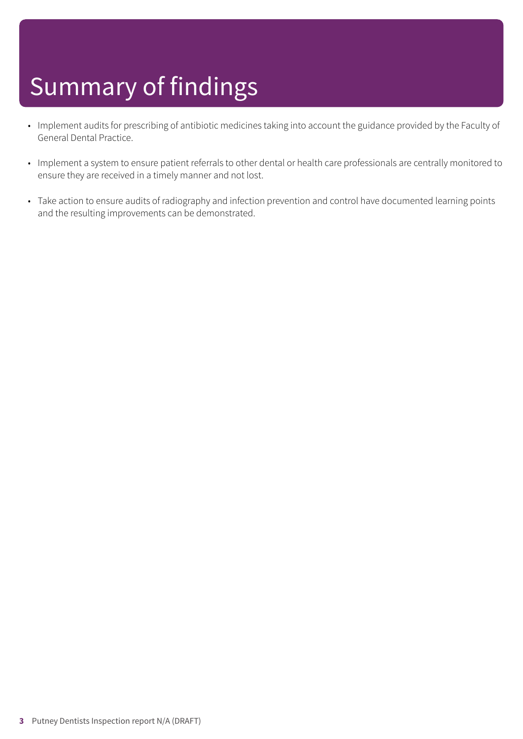# Summary of findings

- Implement audits for prescribing of antibiotic medicines taking into account the guidance provided by the Faculty of General Dental Practice.
- Implement a system to ensure patient referrals to other dental or health care professionals are centrally monitored to ensure they are received in a timely manner and not lost.
- Take action to ensure audits of radiography and infection prevention and control have documented learning points and the resulting improvements can be demonstrated.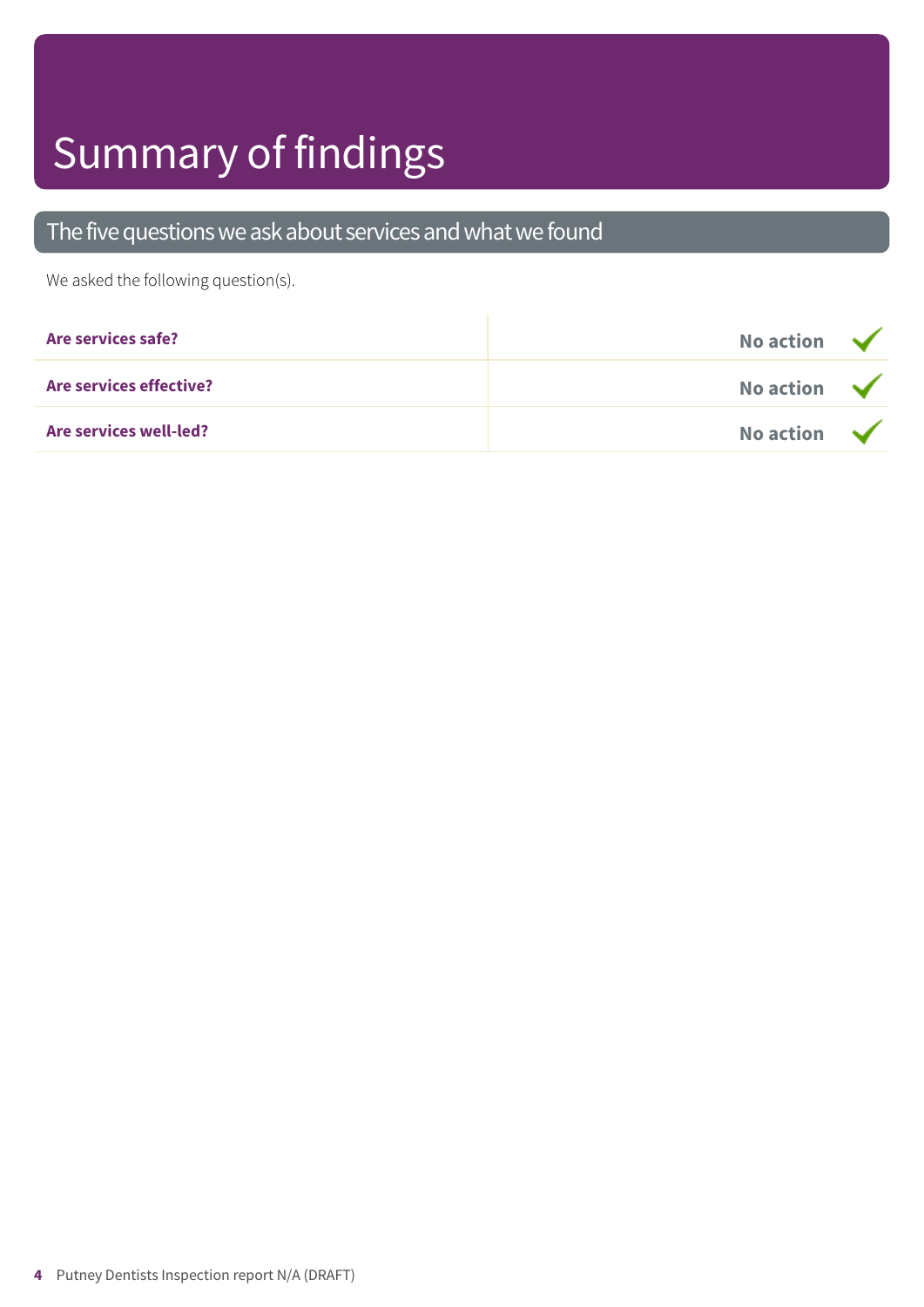# Summary of findings

## The five questions we ask about services and what we found

We asked the following question(s).

| | |
|---|---|
| **Are services safe?** | **No action** ✓ |
| **Are services effective?** | **No action** ✓ |
| **Are services well-led?** | **No action** ✓ |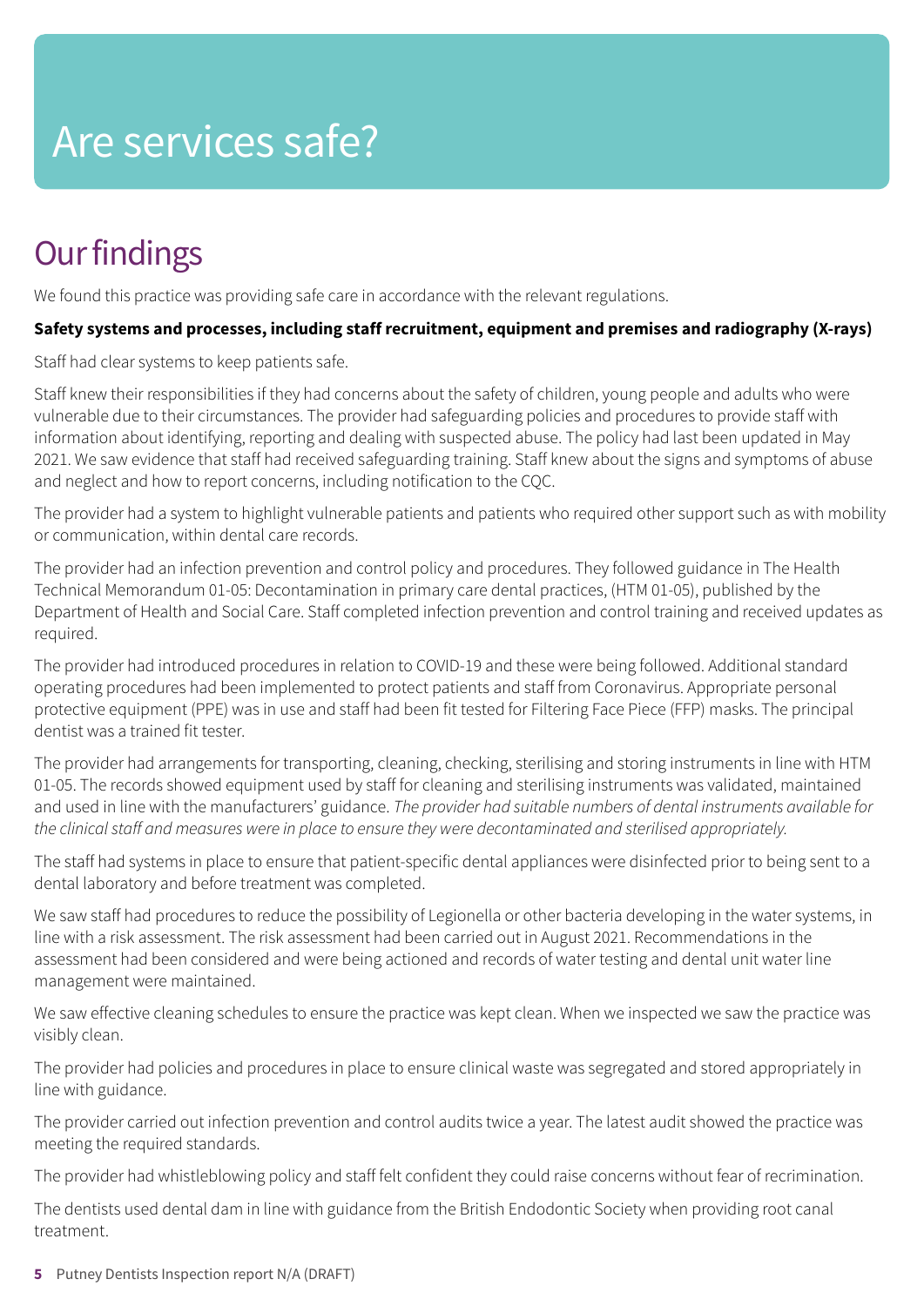# Are services safe?

## Our findings

We found this practice was providing safe care in accordance with the relevant regulations.

**Safety systems and processes, including staff recruitment, equipment and premises and radiography (X-rays)**

Staff had clear systems to keep patients safe.

Staff knew their responsibilities if they had concerns about the safety of children, young people and adults who were vulnerable due to their circumstances. The provider had safeguarding policies and procedures to provide staff with information about identifying, reporting and dealing with suspected abuse. The policy had last been updated in May 2021. We saw evidence that staff had received safeguarding training. Staff knew about the signs and symptoms of abuse and neglect and how to report concerns, including notification to the CQC.

The provider had a system to highlight vulnerable patients and patients who required other support such as with mobility or communication, within dental care records.

The provider had an infection prevention and control policy and procedures. They followed guidance in The Health Technical Memorandum 01-05: Decontamination in primary care dental practices, (HTM 01-05), published by the Department of Health and Social Care. Staff completed infection prevention and control training and received updates as required.

The provider had introduced procedures in relation to COVID-19 and these were being followed. Additional standard operating procedures had been implemented to protect patients and staff from Coronavirus. Appropriate personal protective equipment (PPE) was in use and staff had been fit tested for Filtering Face Piece (FFP) masks. The principal dentist was a trained fit tester.

The provider had arrangements for transporting, cleaning, checking, sterilising and storing instruments in line with HTM 01-05. The records showed equipment used by staff for cleaning and sterilising instruments was validated, maintained and used in line with the manufacturers' guidance. *The provider had suitable numbers of dental instruments available for the clinical staff and measures were in place to ensure they were decontaminated and sterilised appropriately.*

The staff had systems in place to ensure that patient-specific dental appliances were disinfected prior to being sent to a dental laboratory and before treatment was completed.

We saw staff had procedures to reduce the possibility of Legionella or other bacteria developing in the water systems, in line with a risk assessment. The risk assessment had been carried out in August 2021. Recommendations in the assessment had been considered and were being actioned and records of water testing and dental unit water line management were maintained.

We saw effective cleaning schedules to ensure the practice was kept clean. When we inspected we saw the practice was visibly clean.

The provider had policies and procedures in place to ensure clinical waste was segregated and stored appropriately in line with guidance.

The provider carried out infection prevention and control audits twice a year. The latest audit showed the practice was meeting the required standards.

The provider had whistleblowing policy and staff felt confident they could raise concerns without fear of recrimination.

The dentists used dental dam in line with guidance from the British Endodontic Society when providing root canal treatment.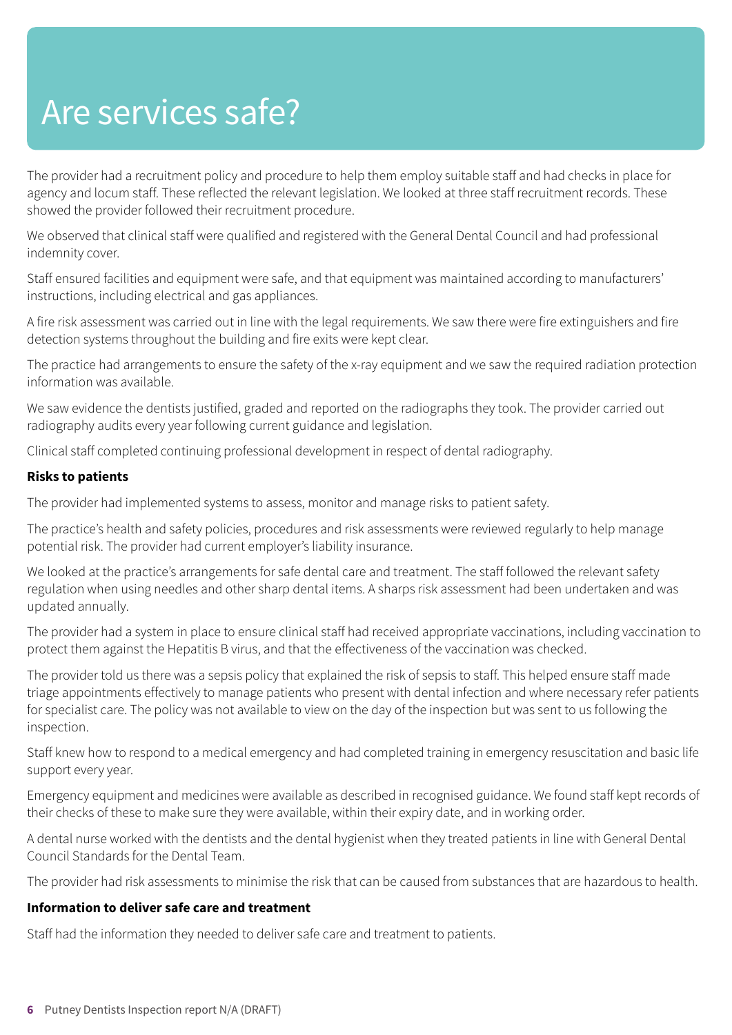# Are services safe?

The provider had a recruitment policy and procedure to help them employ suitable staff and had checks in place for agency and locum staff. These reflected the relevant legislation. We looked at three staff recruitment records. These showed the provider followed their recruitment procedure.

We observed that clinical staff were qualified and registered with the General Dental Council and had professional indemnity cover.

Staff ensured facilities and equipment were safe, and that equipment was maintained according to manufacturers' instructions, including electrical and gas appliances.

A fire risk assessment was carried out in line with the legal requirements. We saw there were fire extinguishers and fire detection systems throughout the building and fire exits were kept clear.

The practice had arrangements to ensure the safety of the x-ray equipment and we saw the required radiation protection information was available.

We saw evidence the dentists justified, graded and reported on the radiographs they took. The provider carried out radiography audits every year following current guidance and legislation.

Clinical staff completed continuing professional development in respect of dental radiography.

**Risks to patients**

The provider had implemented systems to assess, monitor and manage risks to patient safety.

The practice's health and safety policies, procedures and risk assessments were reviewed regularly to help manage potential risk. The provider had current employer's liability insurance.

We looked at the practice's arrangements for safe dental care and treatment. The staff followed the relevant safety regulation when using needles and other sharp dental items. A sharps risk assessment had been undertaken and was updated annually.

The provider had a system in place to ensure clinical staff had received appropriate vaccinations, including vaccination to protect them against the Hepatitis B virus, and that the effectiveness of the vaccination was checked.

The provider told us there was a sepsis policy that explained the risk of sepsis to staff. This helped ensure staff made triage appointments effectively to manage patients who present with dental infection and where necessary refer patients for specialist care. The policy was not available to view on the day of the inspection but was sent to us following the inspection.

Staff knew how to respond to a medical emergency and had completed training in emergency resuscitation and basic life support every year.

Emergency equipment and medicines were available as described in recognised guidance. We found staff kept records of their checks of these to make sure they were available, within their expiry date, and in working order.

A dental nurse worked with the dentists and the dental hygienist when they treated patients in line with General Dental Council Standards for the Dental Team.

The provider had risk assessments to minimise the risk that can be caused from substances that are hazardous to health.

**Information to deliver safe care and treatment**

Staff had the information they needed to deliver safe care and treatment to patients.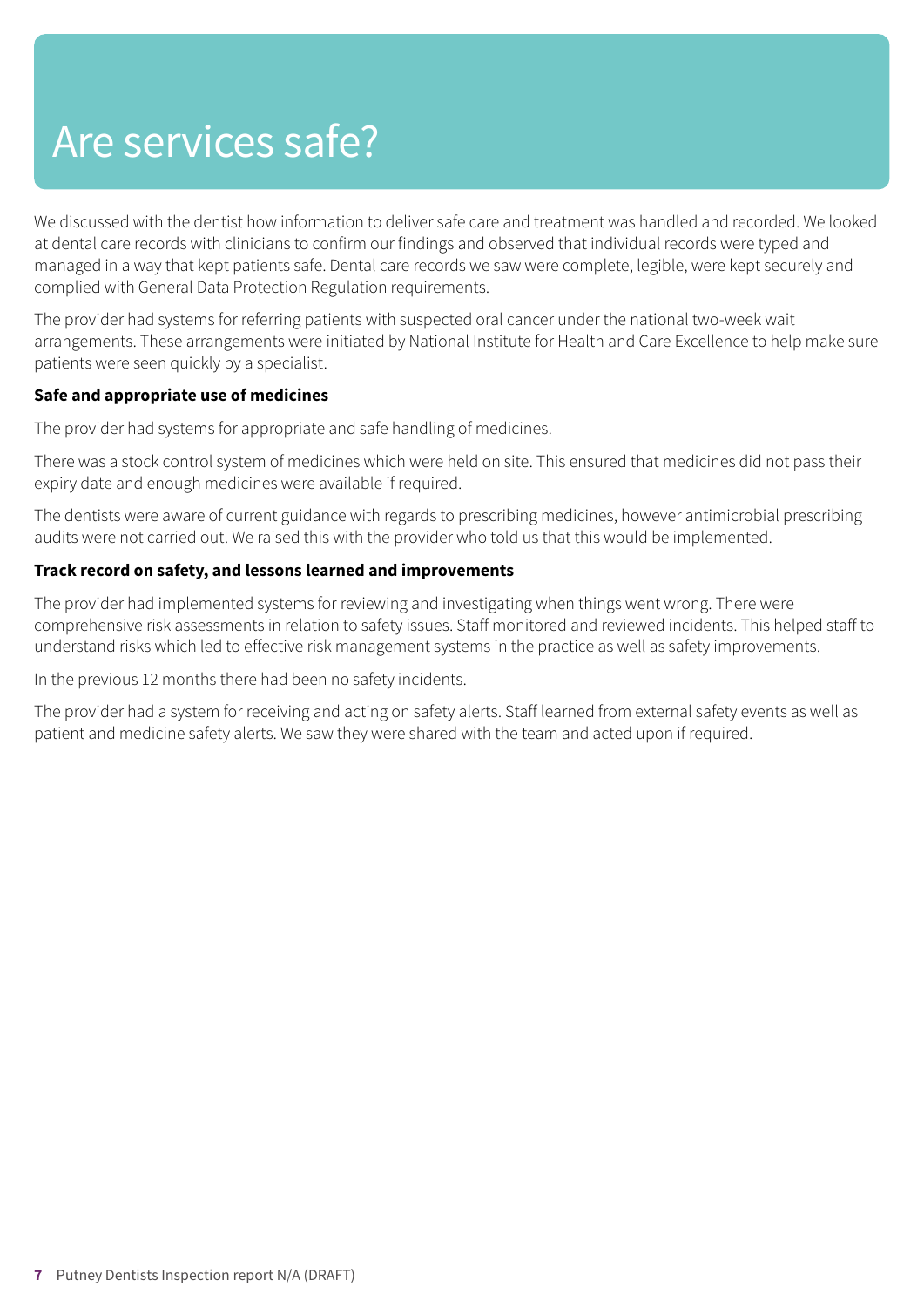# Are services safe?

We discussed with the dentist how information to deliver safe care and treatment was handled and recorded. We looked at dental care records with clinicians to confirm our findings and observed that individual records were typed and managed in a way that kept patients safe. Dental care records we saw were complete, legible, were kept securely and complied with General Data Protection Regulation requirements.

The provider had systems for referring patients with suspected oral cancer under the national two-week wait arrangements. These arrangements were initiated by National Institute for Health and Care Excellence to help make sure patients were seen quickly by a specialist.

**Safe and appropriate use of medicines**

The provider had systems for appropriate and safe handling of medicines.

There was a stock control system of medicines which were held on site. This ensured that medicines did not pass their expiry date and enough medicines were available if required.

The dentists were aware of current guidance with regards to prescribing medicines, however antimicrobial prescribing audits were not carried out. We raised this with the provider who told us that this would be implemented.

**Track record on safety, and lessons learned and improvements**

The provider had implemented systems for reviewing and investigating when things went wrong. There were comprehensive risk assessments in relation to safety issues. Staff monitored and reviewed incidents. This helped staff to understand risks which led to effective risk management systems in the practice as well as safety improvements.

In the previous 12 months there had been no safety incidents.

The provider had a system for receiving and acting on safety alerts. Staff learned from external safety events as well as patient and medicine safety alerts. We saw they were shared with the team and acted upon if required.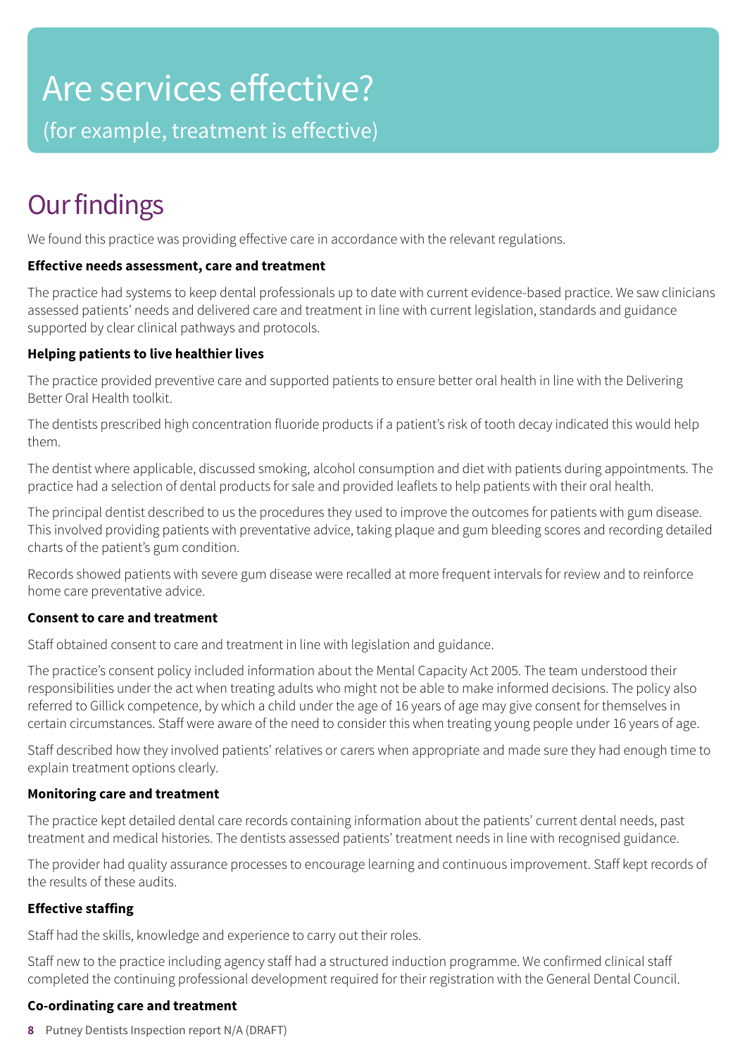# Are services effective?

(for example, treatment is effective)

## Our findings

We found this practice was providing effective care in accordance with the relevant regulations.

**Effective needs assessment, care and treatment**

The practice had systems to keep dental professionals up to date with current evidence-based practice. We saw clinicians assessed patients' needs and delivered care and treatment in line with current legislation, standards and guidance supported by clear clinical pathways and protocols.

**Helping patients to live healthier lives**

The practice provided preventive care and supported patients to ensure better oral health in line with the Delivering Better Oral Health toolkit.

The dentists prescribed high concentration fluoride products if a patient's risk of tooth decay indicated this would help them.

The dentist where applicable, discussed smoking, alcohol consumption and diet with patients during appointments. The practice had a selection of dental products for sale and provided leaflets to help patients with their oral health.

The principal dentist described to us the procedures they used to improve the outcomes for patients with gum disease. This involved providing patients with preventative advice, taking plaque and gum bleeding scores and recording detailed charts of the patient's gum condition.

Records showed patients with severe gum disease were recalled at more frequent intervals for review and to reinforce home care preventative advice.

**Consent to care and treatment**

Staff obtained consent to care and treatment in line with legislation and guidance.

The practice's consent policy included information about the Mental Capacity Act 2005. The team understood their responsibilities under the act when treating adults who might not be able to make informed decisions. The policy also referred to Gillick competence, by which a child under the age of 16 years of age may give consent for themselves in certain circumstances. Staff were aware of the need to consider this when treating young people under 16 years of age.

Staff described how they involved patients' relatives or carers when appropriate and made sure they had enough time to explain treatment options clearly.

**Monitoring care and treatment**

The practice kept detailed dental care records containing information about the patients' current dental needs, past treatment and medical histories. The dentists assessed patients' treatment needs in line with recognised guidance.

The provider had quality assurance processes to encourage learning and continuous improvement. Staff kept records of the results of these audits.

**Effective staffing**

Staff had the skills, knowledge and experience to carry out their roles.

Staff new to the practice including agency staff had a structured induction programme. We confirmed clinical staff completed the continuing professional development required for their registration with the General Dental Council.

**Co-ordinating care and treatment**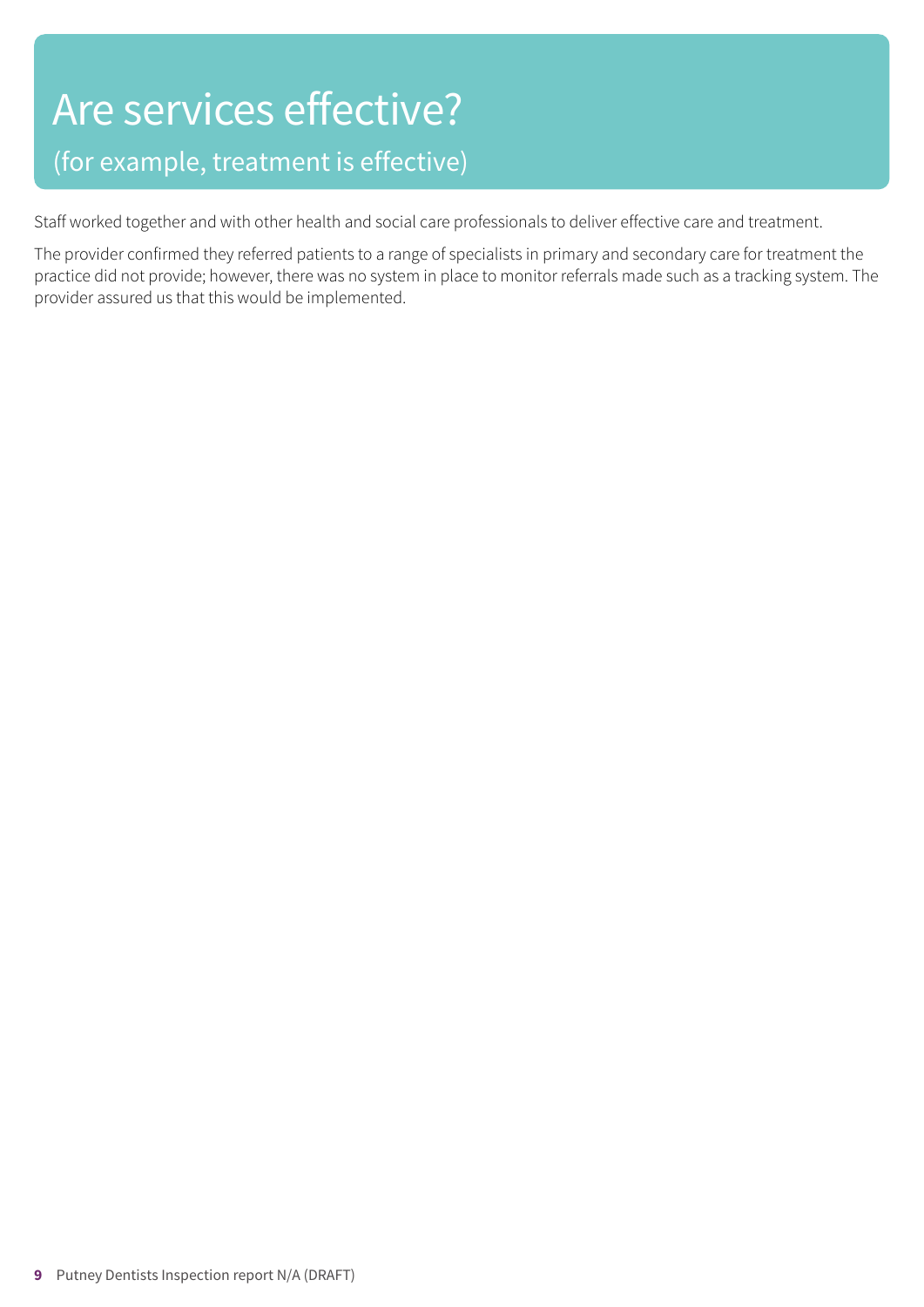# Are services effective?

## (for example, treatment is effective)

Staff worked together and with other health and social care professionals to deliver effective care and treatment.

The provider confirmed they referred patients to a range of specialists in primary and secondary care for treatment the practice did not provide; however, there was no system in place to monitor referrals made such as a tracking system. The provider assured us that this would be implemented.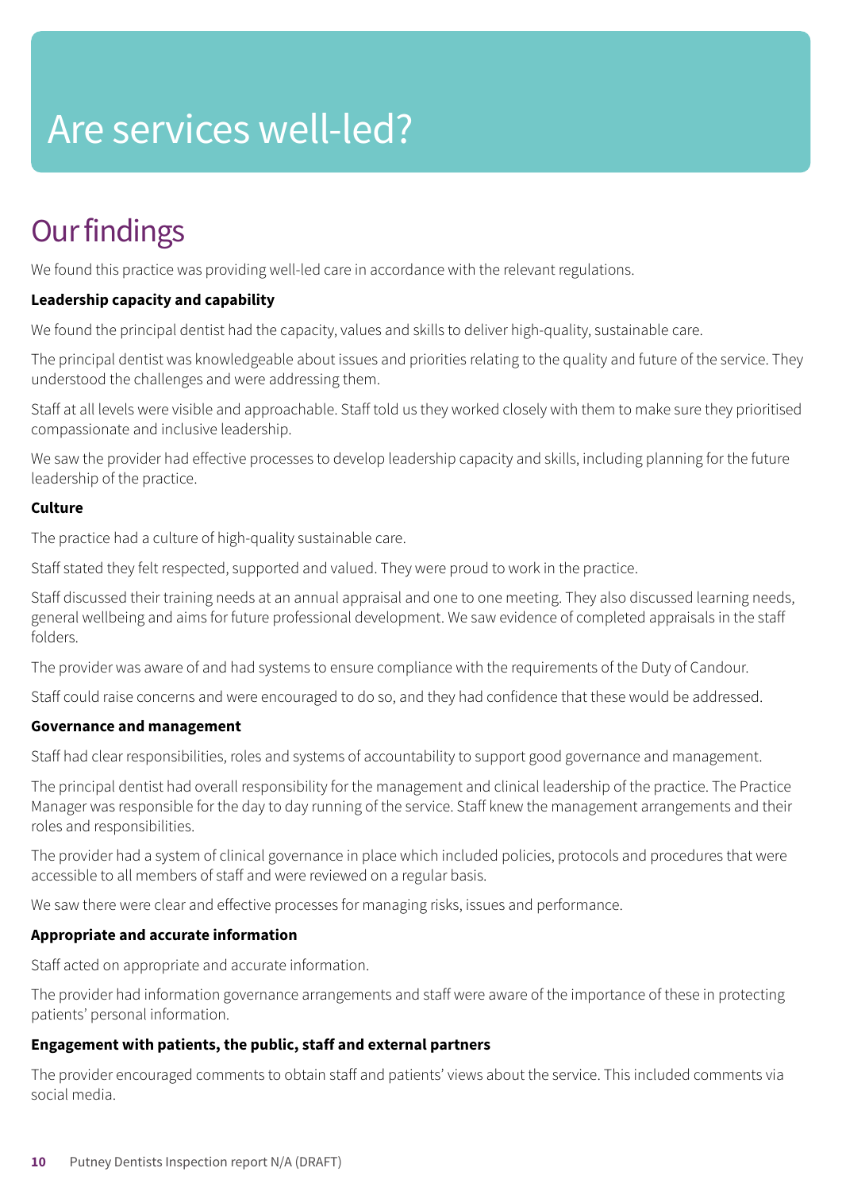# Are services well-led?

## Our findings

We found this practice was providing well-led care in accordance with the relevant regulations.

**Leadership capacity and capability**

We found the principal dentist had the capacity, values and skills to deliver high-quality, sustainable care.

The principal dentist was knowledgeable about issues and priorities relating to the quality and future of the service. They understood the challenges and were addressing them.

Staff at all levels were visible and approachable. Staff told us they worked closely with them to make sure they prioritised compassionate and inclusive leadership.

We saw the provider had effective processes to develop leadership capacity and skills, including planning for the future leadership of the practice.

**Culture**

The practice had a culture of high-quality sustainable care.

Staff stated they felt respected, supported and valued. They were proud to work in the practice.

Staff discussed their training needs at an annual appraisal and one to one meeting. They also discussed learning needs, general wellbeing and aims for future professional development. We saw evidence of completed appraisals in the staff folders.

The provider was aware of and had systems to ensure compliance with the requirements of the Duty of Candour.

Staff could raise concerns and were encouraged to do so, and they had confidence that these would be addressed.

**Governance and management**

Staff had clear responsibilities, roles and systems of accountability to support good governance and management.

The principal dentist had overall responsibility for the management and clinical leadership of the practice. The Practice Manager was responsible for the day to day running of the service. Staff knew the management arrangements and their roles and responsibilities.

The provider had a system of clinical governance in place which included policies, protocols and procedures that were accessible to all members of staff and were reviewed on a regular basis.

We saw there were clear and effective processes for managing risks, issues and performance.

**Appropriate and accurate information**

Staff acted on appropriate and accurate information.

The provider had information governance arrangements and staff were aware of the importance of these in protecting patients' personal information.

**Engagement with patients, the public, staff and external partners**

The provider encouraged comments to obtain staff and patients' views about the service. This included comments via social media.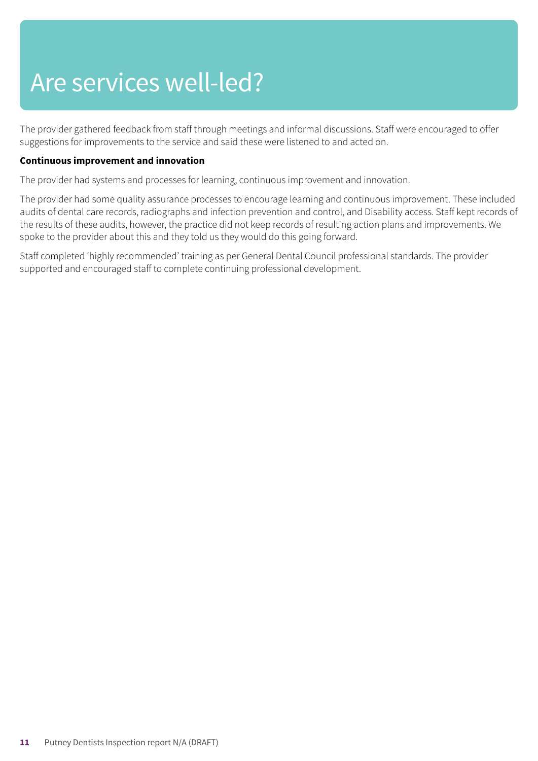# Are services well-led?

The provider gathered feedback from staff through meetings and informal discussions. Staff were encouraged to offer suggestions for improvements to the service and said these were listened to and acted on.

**Continuous improvement and innovation**

The provider had systems and processes for learning, continuous improvement and innovation.

The provider had some quality assurance processes to encourage learning and continuous improvement. These included audits of dental care records, radiographs and infection prevention and control, and Disability access. Staff kept records of the results of these audits, however, the practice did not keep records of resulting action plans and improvements. We spoke to the provider about this and they told us they would do this going forward.

Staff completed 'highly recommended' training as per General Dental Council professional standards. The provider supported and encouraged staff to complete continuing professional development.